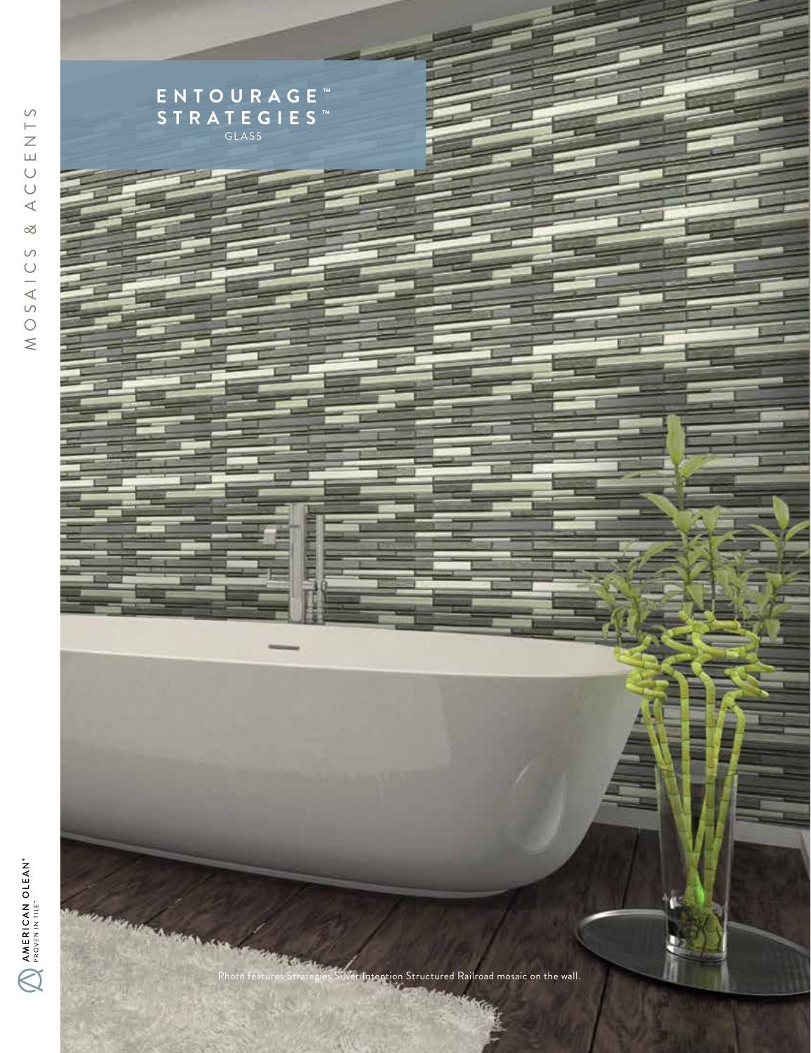# ENTOURAGE™ STRATEGIES™

GLASS

Photo features Strategies Silver Intention Structured Railroad mosaic on the wall.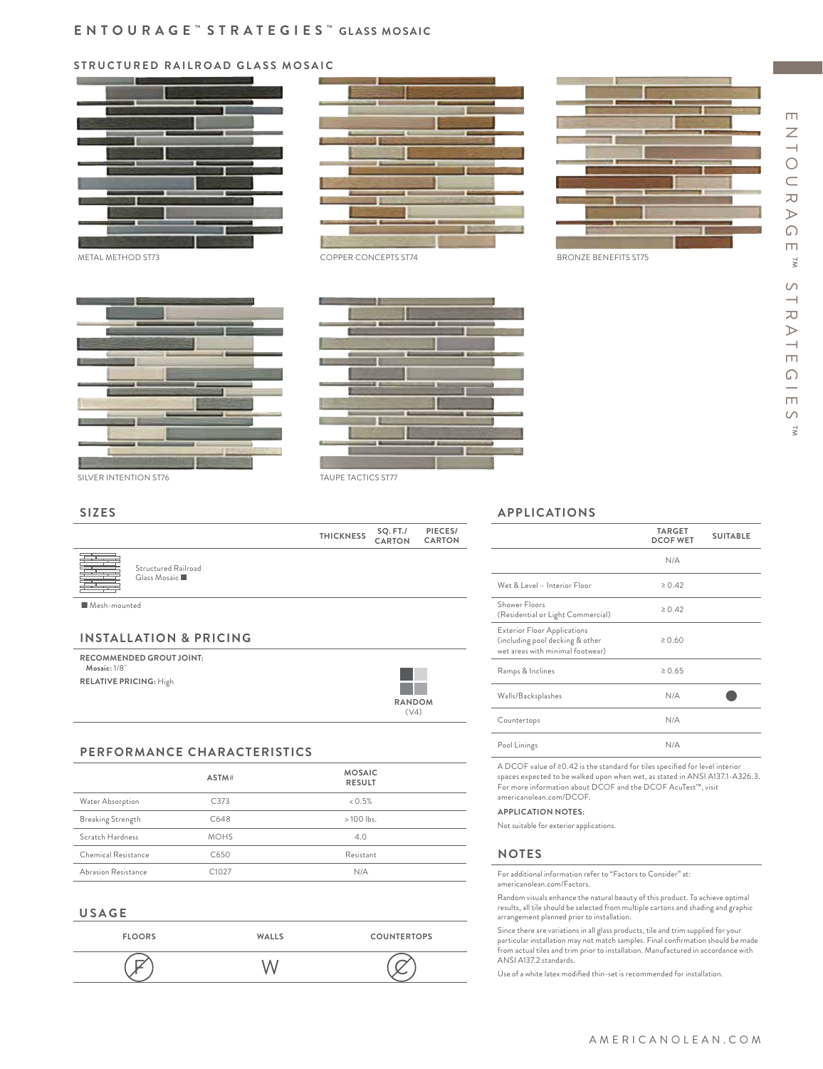# ENTOURAGE™ STRATEGIES™ GLASS MOSAIC

## STRUCTURED RAILROAD GLASS MOSAIC

METAL METHOD ST73

COPPER CONCEPTS ST74

BRONZE BENEFITS ST75

SILVER INTENTION ST76

TAUPE TACTICS ST77

## SIZES

| | THICKNESS | SQ. FT./ CARTON | PIECES/ CARTON |
|---|---|---|---|
| Structured Railroad Glass Mosaic ■ | | | |

■ Mesh-mounted

## INSTALLATION & PRICING

**RECOMMENDED GROUT JOINT:**
**Mosaic:** 1/8"

**RELATIVE PRICING:** High

**RANDOM** (V4)

## PERFORMANCE CHARACTERISTICS

| | ASTM# | MOSAIC RESULT |
|---|---|---|
| Water Absorption | C373 | < 0.5% |
| Breaking Strength | C648 | > 100 lbs. |
| Scratch Hardness | MOHS | 4.0 |
| Chemical Resistance | C650 | Resistant |
| Abrasion Resistance | C1027 | N/A |

## USAGE

| FLOORS | WALLS | COUNTERTOPS |
|---|---|---|
| F (not suitable) | W | C (not suitable) |

## APPLICATIONS

| | TARGET DCOF WET | SUITABLE |
|---|---|---|
| | N/A | |
| Wet & Level – Interior Floor | ≥ 0.42 | |
| Shower Floors (Residential or Light Commercial) | ≥ 0.42 | |
| Exterior Floor Applications (including pool decking & other wet areas with minimal footwear) | ≥ 0.60 | |
| Ramps & Inclines | ≥ 0.65 | |
| Walls/Backsplashes | N/A | ● |
| Countertops | N/A | |
| Pool Linings | N/A | |

A DCOF value of ≥0.42 is the standard for tiles specified for level interior spaces expected to be walked upon when wet, as stated in ANSI A137.1-A326.3. For more information about DCOF and the DCOF AcuTest™, visit americanolean.com/DCOF.

**APPLICATION NOTES:**

Not suitable for exterior applications.

## NOTES

For additional information refer to "Factors to Consider" at: americanolean.com/Factors.

Random visuals enhance the natural beauty of this product. To achieve optimal results, all tile should be selected from multiple cartons and shading and graphic arrangement planned prior to installation.

Since there are variations in all glass products, tile and trim supplied for your particular installation may not match samples. Final confirmation should be made from actual tiles and trim prior to installation. Manufactured in accordance with ANSI A137.2 standards.

Use of a white latex modified thin-set is recommended for installation.